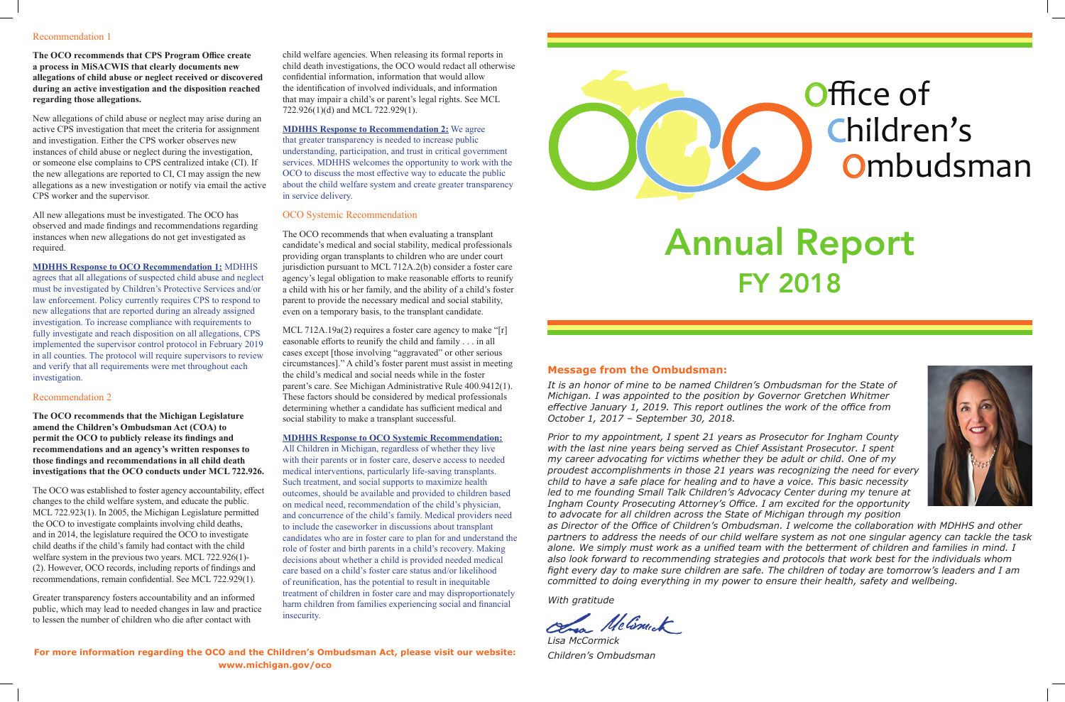## Recommendation 1

**The OCO recommends that CPS Program Office create a process in MiSACWIS that clearly documents new allegations of child abuse or neglect received or discovered during an active investigation and the disposition reached regarding those allegations.**

New allegations of child abuse or neglect may arise during an active CPS investigation that meet the criteria for assignment and investigation. Either the CPS worker observes new instances of child abuse or neglect during the investigation, or someone else complains to CPS centralized intake (CI). If the new allegations are reported to CI, CI may assign the new allegations as a new investigation or notify via email the active CPS worker and the supervisor.

All new allegations must be investigated. The OCO has observed and made findings and recommendations regarding instances when new allegations do not get investigated as required.

**MDHHS Response to OCO Recommendation 1:** MDHHS agrees that all allegations of suspected child abuse and neglect must be investigated by Children's Protective Services and/or law enforcement. Policy currently requires CPS to respond to new allegations that are reported during an already assigned investigation. To increase compliance with requirements to fully investigate and reach disposition on all allegations, CPS implemented the supervisor control protocol in February 2019 in all counties. The protocol will require supervisors to review and verify that all requirements were met throughout each investigation.

## Recommendation 2

**The OCO recommends that the Michigan Legislature amend the Children's Ombudsman Act (COA) to permit the OCO to publicly release its findings and recommendations and an agency's written responses to those findings and recommendations in all child death investigations that the OCO conducts under MCL 722.926.**

The OCO was established to foster agency accountability, effect changes to the child welfare system, and educate the public. MCL 722.923(1). In 2005, the Michigan Legislature permitted the OCO to investigate complaints involving child deaths, and in 2014, the legislature required the OCO to investigate child deaths if the child's family had contact with the child welfare system in the previous two years. MCL 722.926(1)-(2). However, OCO records, including reports of findings and recommendations, remain confidential. See MCL 722.929(1).

Greater transparency fosters accountability and an informed public, which may lead to needed changes in law and practice to lessen the number of children who die after contact with child welfare agencies. When releasing its formal reports in child death investigations, the OCO would redact all otherwise confidential information, information that would allow the identification of involved individuals, and information that may impair a child's or parent's legal rights. See MCL 722.926(1)(d) and MCL 722.929(1).

**MDHHS Response to Recommendation 2:** We agree that greater transparency is needed to increase public understanding, participation, and trust in critical government services. MDHHS welcomes the opportunity to work with the OCO to discuss the most effective way to educate the public about the child welfare system and create greater transparency in service delivery.

## OCO Systemic Recommendation

The OCO recommends that when evaluating a transplant candidate's medical and social stability, medical professionals providing organ transplants to children who are under court jurisdiction pursuant to MCL 712A.2(b) consider a foster care agency's legal obligation to make reasonable efforts to reunify a child with his or her family, and the ability of a child's foster parent to provide the necessary medical and social stability, even on a temporary basis, to the transplant candidate.

MCL 712A.19a(2) requires a foster care agency to make "[r]easonable efforts to reunify the child and family . . . in all cases except [those involving "aggravated" or other serious circumstances]." A child's foster parent must assist in meeting the child's medical and social needs while in the foster parent's care. See Michigan Administrative Rule 400.9412(1). These factors should be considered by medical professionals determining whether a candidate has sufficient medical and social stability to make a transplant successful.

**MDHHS Response to OCO Systemic Recommendation:** All Children in Michigan, regardless of whether they live with their parents or in foster care, deserve access to needed medical interventions, particularly life-saving transplants. Such treatment, and social supports to maximize health outcomes, should be available and provided to children based on medical need, recommendation of the child's physician, and concurrence of the child's family. Medical providers need to include the caseworker in discussions about transplant candidates who are in foster care to plan for and understand the role of foster and birth parents in a child's recovery. Making decisions about whether a child is provided needed medical care based on a child's foster care status and/or likelihood of reunification, has the potential to result in inequitable treatment of children in foster care and may disproportionately harm children from families experiencing social and financial insecurity.

**For more information regarding the OCO and the Children's Ombudsman Act, please visit our website: www.michigan.gov/oco**

# Office of Children's Ombudsman

# Annual Report FY 2018

## Message from the Ombudsman:

*It is an honor of mine to be named Children's Ombudsman for the State of Michigan. I was appointed to the position by Governor Gretchen Whitmer effective January 1, 2019. This report outlines the work of the office from October 1, 2017 – September 30, 2018.*

*Prior to my appointment, I spent 21 years as Prosecutor for Ingham County with the last nine years being served as Chief Assistant Prosecutor. I spent my career advocating for victims whether they be adult or child. One of my proudest accomplishments in those 21 years was recognizing the need for every child to have a safe place for healing and to have a voice. This basic necessity led to me founding Small Talk Children's Advocacy Center during my tenure at Ingham County Prosecuting Attorney's Office. I am excited for the opportunity to advocate for all children across the State of Michigan through my position as Director of the Office of Children's Ombudsman. I welcome the collaboration with MDHHS and other partners to address the needs of our child welfare system as not one singular agency can tackle the task alone. We simply must work as a unified team with the betterment of children and families in mind. I also look forward to recommending strategies and protocols that work best for the individuals whom fight every day to make sure children are safe. The children of today are tomorrow's leaders and I am committed to doing everything in my power to ensure their health, safety and wellbeing.*

*With gratitude*

*Lisa McCormick*
*Children's Ombudsman*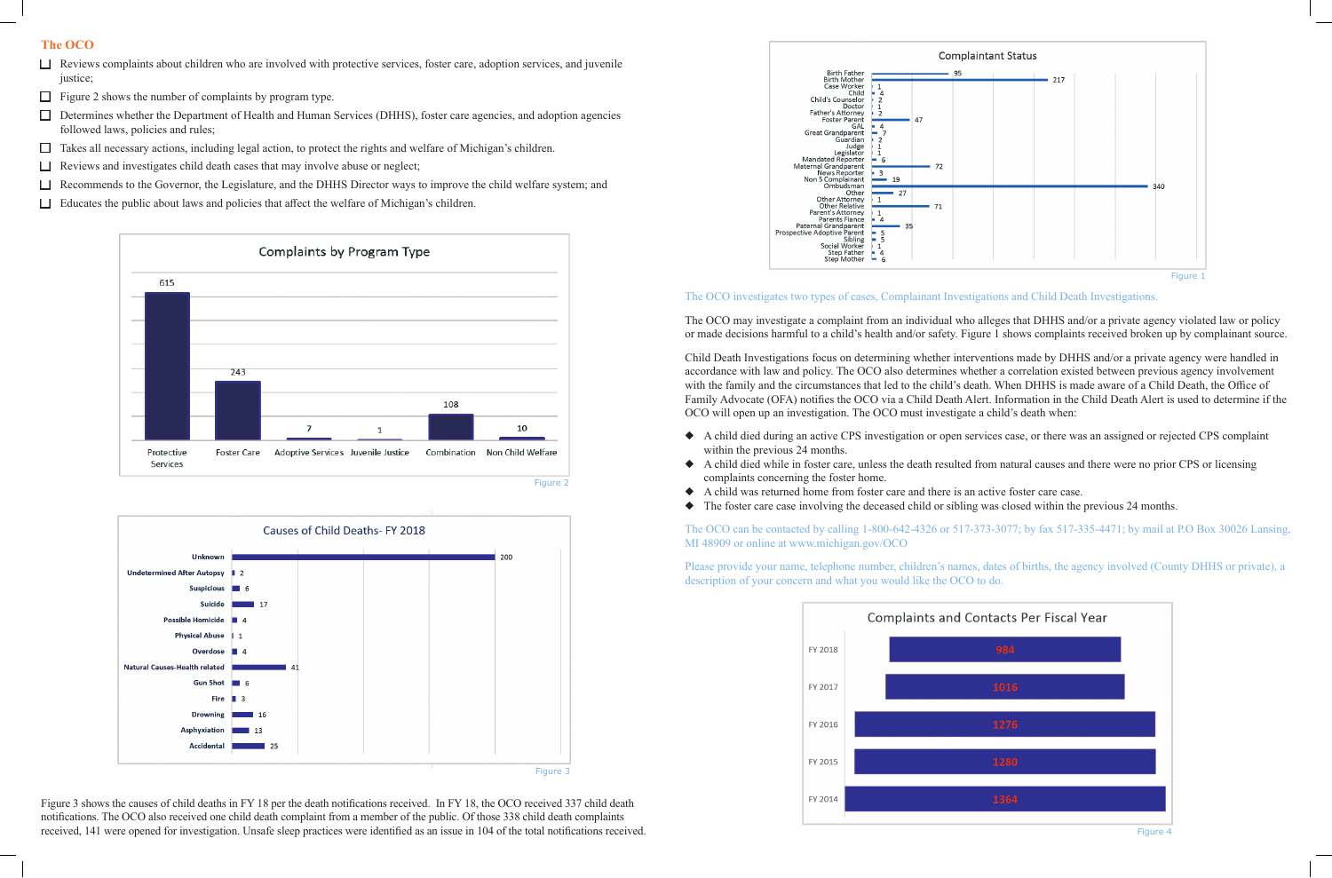## The OCO

- Reviews complaints about children who are involved with protective services, foster care, adoption services, and juvenile justice;
- Figure 2 shows the number of complaints by program type.
- Determines whether the Department of Health and Human Services (DHHS), foster care agencies, and adoption agencies followed laws, policies and rules;
- Takes all necessary actions, including legal action, to protect the rights and welfare of Michigan's children.
- Reviews and investigates child death cases that may involve abuse or neglect;
- Recommends to the Governor, the Legislature, and the DHHS Director ways to improve the child welfare system; and
- Educates the public about laws and policies that affect the welfare of Michigan's children.

Complaints by Program Type

615
243
7
1
108
10

Protective Services
Foster Care
Adoptive Services
Juvenile Justice
Combination
Non Child Welfare

Figure 2

Causes of Child Deaths- FY 2018

Unknown 200
Undetermined After Autopsy 2
Suspicious 6
Suicide 17
Possible Homicide 4
Physical Abuse 1
Overdose 4
Natural Causes-Health related 41
Gun Shot 6
Fire 3
Drowning 16
Asphyxiation 13
Accidental 25

Figure 3

Figure 3 shows the causes of child deaths in FY 18 per the death notifications received. In FY 18, the OCO received 337 child death notifications. The OCO also received one child death complaint from a member of the public. Of those 338 child death complaints received, 141 were opened for investigation. Unsafe sleep practices were identified as an issue in 104 of the total notifications received.

Complainant Status

Birth Father 95
Birth Mother 217
Case Worker 1
Child 4
Child's Counselor 2
Doctor 1
Father's Attorney 2
Foster Parent 47
GAL 4
Great Grandparent 7
Guardian 2
Judge 1
Legislator 1
Mandated Reporter 6
Maternal Grandparent 72
News Reporter 3
Non 5 Complainant 19
Ombudsman 340
Other 27
Other Attorney 1
Other Relative 71
Parent's Attorney 1
Parents Fiance 4
Paternal Grandparent 35
Prospective Adoptive Parent 5
Sibling 5
Social Worker 1
Step Father 4
Step Mother 6

Figure 1

The OCO investigates two types of cases, Complainant Investigations and Child Death Investigations.

The OCO may investigate a complaint from an individual who alleges that DHHS and/or a private agency violated law or policy or made decisions harmful to a child's health and/or safety. Figure 1 shows complaints received broken up by complainant source.

Child Death Investigations focus on determining whether interventions made by DHHS and/or a private agency were handled in accordance with law and policy. The OCO also determines whether a correlation existed between previous agency involvement with the family and the circumstances that led to the child's death. When DHHS is made aware of a Child Death, the Office of Family Advocate (OFA) notifies the OCO via a Child Death Alert. Information in the Child Death Alert is used to determine if the OCO will open up an investigation. The OCO must investigate a child's death when:

- A child died during an active CPS investigation or open services case, or there was an assigned or rejected CPS complaint within the previous 24 months.
- A child died while in foster care, unless the death resulted from natural causes and there were no prior CPS or licensing complaints concerning the foster home.
- A child was returned home from foster care and there is an active foster care case.
- The foster care case involving the deceased child or sibling was closed within the previous 24 months.

The OCO can be contacted by calling 1-800-642-4326 or 517-373-3077; by fax 517-335-4471; by mail at P.O Box 30026 Lansing, MI 48909 or online at www.michigan.gov/OCO

Please provide your name, telephone number, children's names, dates of births, the agency involved (County DHHS or private), a description of your concern and what you would like the OCO to do.

Complaints and Contacts Per Fiscal Year

FY 2018 984
FY 2017 1016
FY 2016 1276
FY 2015 1280
FY 2014 1364

Figure 4